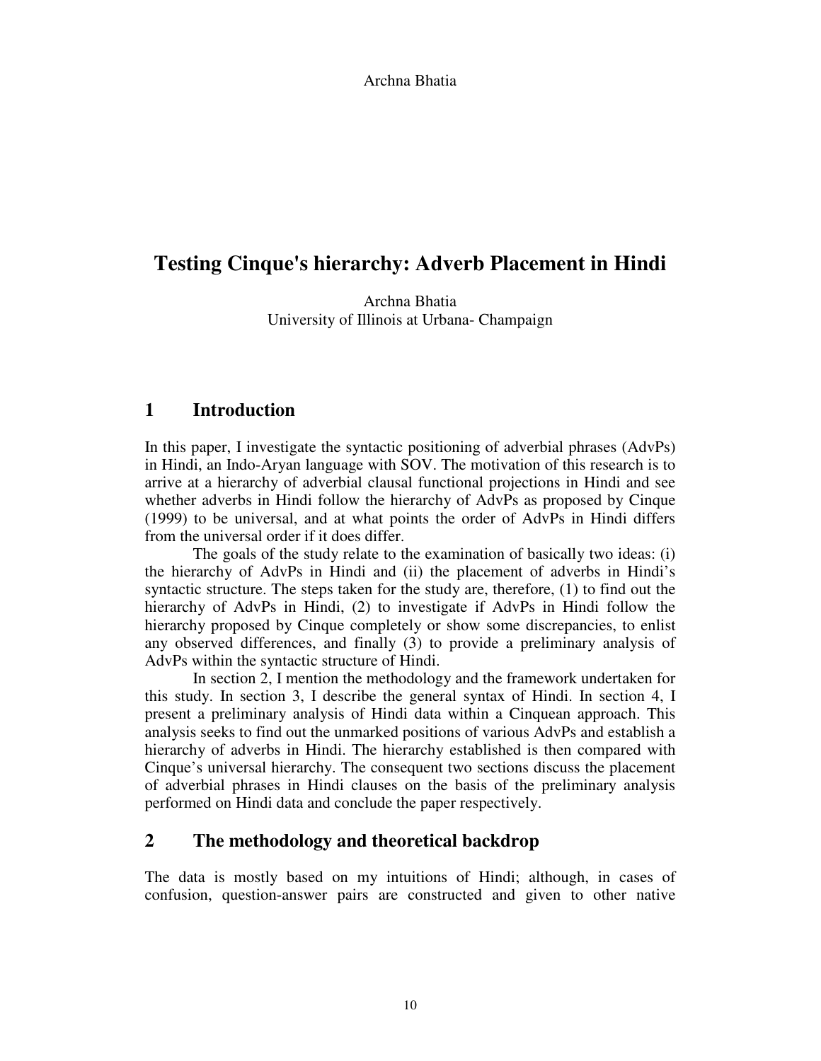# Testing Cinque's hierarchy: Adverb Placement in Hindi

Archna Bhatia
University of Illinois at Urbana- Champaign

## 1 Introduction

In this paper, I investigate the syntactic positioning of adverbial phrases (AdvPs) in Hindi, an Indo-Aryan language with SOV. The motivation of this research is to arrive at a hierarchy of adverbial clausal functional projections in Hindi and see whether adverbs in Hindi follow the hierarchy of AdvPs as proposed by Cinque (1999) to be universal, and at what points the order of AdvPs in Hindi differs from the universal order if it does differ.

The goals of the study relate to the examination of basically two ideas: (i) the hierarchy of AdvPs in Hindi and (ii) the placement of adverbs in Hindi's syntactic structure. The steps taken for the study are, therefore, (1) to find out the hierarchy of AdvPs in Hindi, (2) to investigate if AdvPs in Hindi follow the hierarchy proposed by Cinque completely or show some discrepancies, to enlist any observed differences, and finally (3) to provide a preliminary analysis of AdvPs within the syntactic structure of Hindi.

In section 2, I mention the methodology and the framework undertaken for this study. In section 3, I describe the general syntax of Hindi. In section 4, I present a preliminary analysis of Hindi data within a Cinquean approach. This analysis seeks to find out the unmarked positions of various AdvPs and establish a hierarchy of adverbs in Hindi. The hierarchy established is then compared with Cinque's universal hierarchy. The consequent two sections discuss the placement of adverbial phrases in Hindi clauses on the basis of the preliminary analysis performed on Hindi data and conclude the paper respectively.

## 2 The methodology and theoretical backdrop

The data is mostly based on my intuitions of Hindi; although, in cases of confusion, question-answer pairs are constructed and given to other native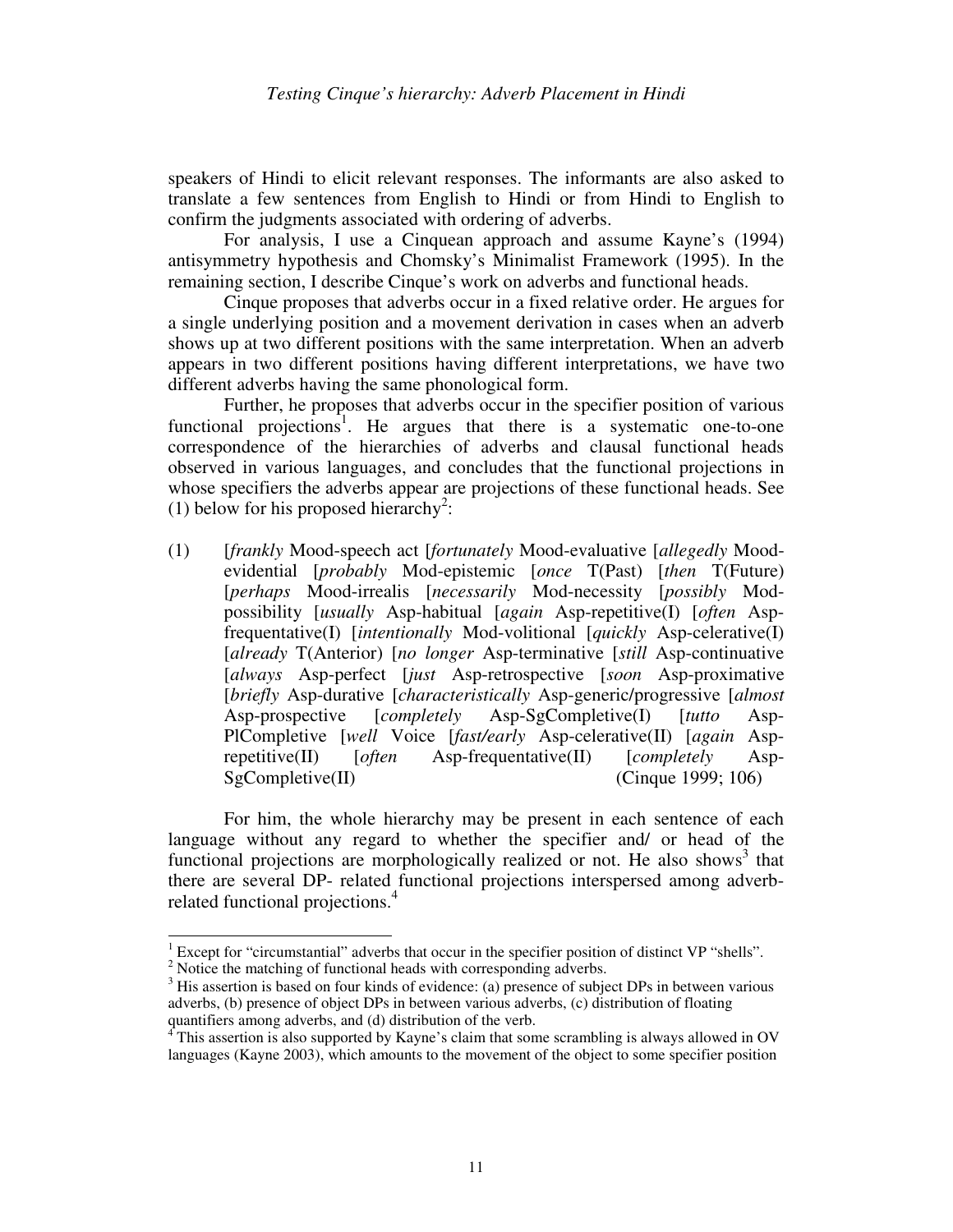speakers of Hindi to elicit relevant responses. The informants are also asked to translate a few sentences from English to Hindi or from Hindi to English to confirm the judgments associated with ordering of adverbs.

For analysis, I use a Cinquean approach and assume Kayne's (1994) antisymmetry hypothesis and Chomsky's Minimalist Framework (1995). In the remaining section, I describe Cinque's work on adverbs and functional heads.

Cinque proposes that adverbs occur in a fixed relative order. He argues for a single underlying position and a movement derivation in cases when an adverb shows up at two different positions with the same interpretation. When an adverb appears in two different positions having different interpretations, we have two different adverbs having the same phonological form.

Further, he proposes that adverbs occur in the specifier position of various functional projections[1]. He argues that there is a systematic one-to-one correspondence of the hierarchies of adverbs and clausal functional heads observed in various languages, and concludes that the functional projections in whose specifiers the adverbs appear are projections of these functional heads. See (1) below for his proposed hierarchy[2]:

(1) [*frankly* Mood-speech act [*fortunately* Mood-evaluative [*allegedly* Mood-evidential [*probably* Mod-epistemic [*once* T(Past) [*then* T(Future) [*perhaps* Mood-irrealis [*necessarily* Mod-necessity [*possibly* Mod-possibility [*usually* Asp-habitual [*again* Asp-repetitive(I) [*often* Asp-frequentative(I) [*intentionally* Mod-volitional [*quickly* Asp-celerative(I) [*already* T(Anterior) [*no longer* Asp-terminative [*still* Asp-continuative [*always* Asp-perfect [*just* Asp-retrospective [*soon* Asp-proximative [*briefly* Asp-durative [*characteristically* Asp-generic/progressive [*almost* Asp-prospective [*completely* Asp-SgCompletive(I) [*tutto* Asp-PlCompletive [*well* Voice [*fast/early* Asp-celerative(II) [*again* Asp-repetitive(II) [*often* Asp-frequentative(II) [*completely* Asp-SgCompletive(II) (Cinque 1999; 106)

For him, the whole hierarchy may be present in each sentence of each language without any regard to whether the specifier and/ or head of the functional projections are morphologically realized or not. He also shows[3] that there are several DP- related functional projections interspersed among adverb-related functional projections.[4]

---

[1] Except for "circumstantial" adverbs that occur in the specifier position of distinct VP "shells".

[2] Notice the matching of functional heads with corresponding adverbs.

[3] His assertion is based on four kinds of evidence: (a) presence of subject DPs in between various adverbs, (b) presence of object DPs in between various adverbs, (c) distribution of floating quantifiers among adverbs, and (d) distribution of the verb.

[4] This assertion is also supported by Kayne's claim that some scrambling is always allowed in OV languages (Kayne 2003), which amounts to the movement of the object to some specifier position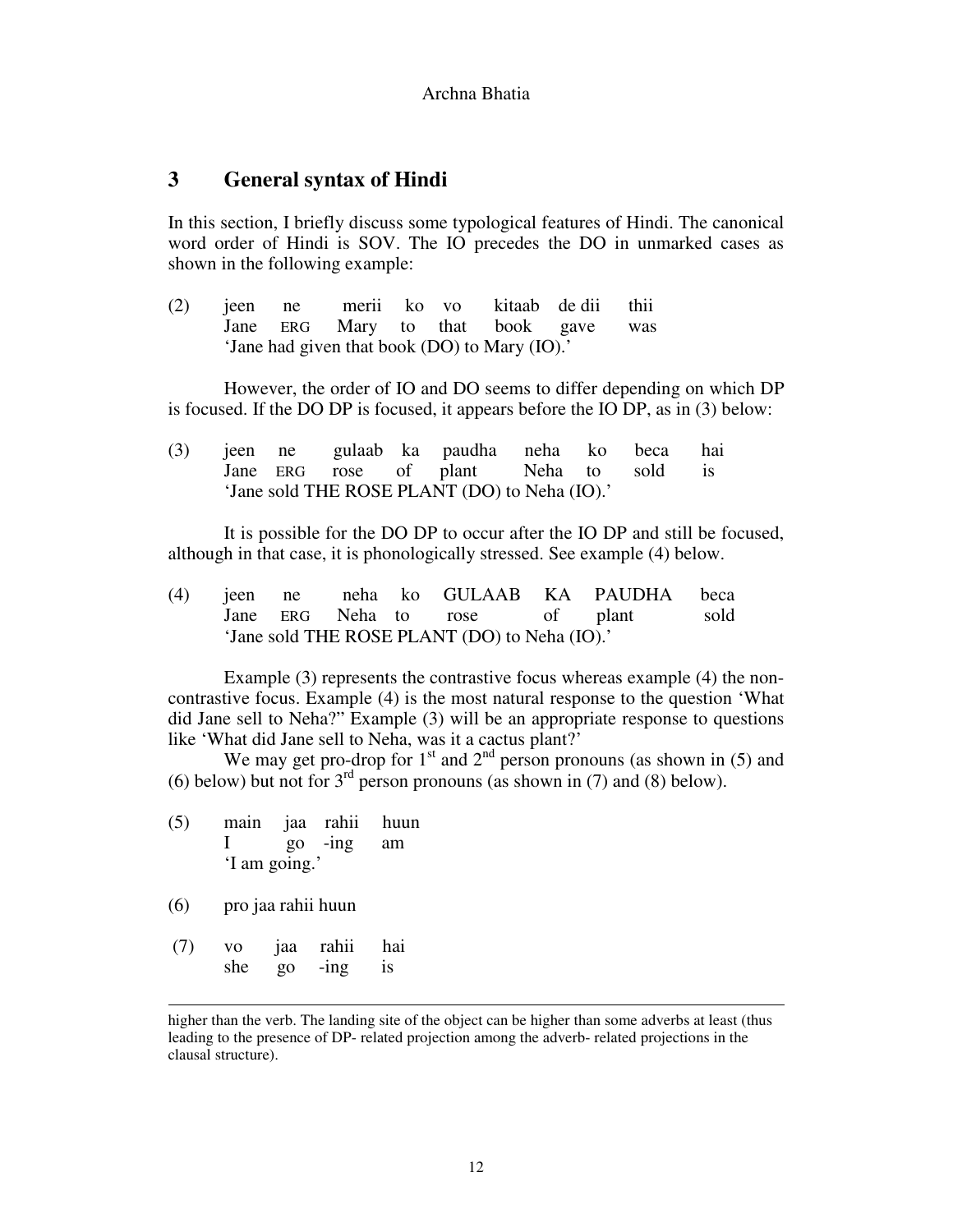## 3 General syntax of Hindi

In this section, I briefly discuss some typological features of Hindi. The canonical word order of Hindi is SOV. The IO precedes the DO in unmarked cases as shown in the following example:

(2) jeen ne merii ko vo kitaab de dii thii
Jane ERG Mary to that book gave was
'Jane had given that book (DO) to Mary (IO).'

However, the order of IO and DO seems to differ depending on which DP is focused. If the DO DP is focused, it appears before the IO DP, as in (3) below:

(3) jeen ne gulaab ka paudha neha ko beca hai
Jane ERG rose of plant Neha to sold is
'Jane sold THE ROSE PLANT (DO) to Neha (IO).'

It is possible for the DO DP to occur after the IO DP and still be focused, although in that case, it is phonologically stressed. See example (4) below.

(4) jeen ne neha ko GULAAB KA PAUDHA beca
Jane ERG Neha to rose of plant sold
'Jane sold THE ROSE PLANT (DO) to Neha (IO).'

Example (3) represents the contrastive focus whereas example (4) the non-contrastive focus. Example (4) is the most natural response to the question 'What did Jane sell to Neha?" Example (3) will be an appropriate response to questions like 'What did Jane sell to Neha, was it a cactus plant?'

We may get pro-drop for 1st and 2nd person pronouns (as shown in (5) and (6) below) but not for 3rd person pronouns (as shown in (7) and (8) below).

(5) main jaa rahii huun
I go -ing am
'I am going.'

(6) pro jaa rahii huun

(7) vo jaa rahii hai
she go -ing is

---

higher than the verb. The landing site of the object can be higher than some adverbs at least (thus leading to the presence of DP- related projection among the adverb- related projections in the clausal structure).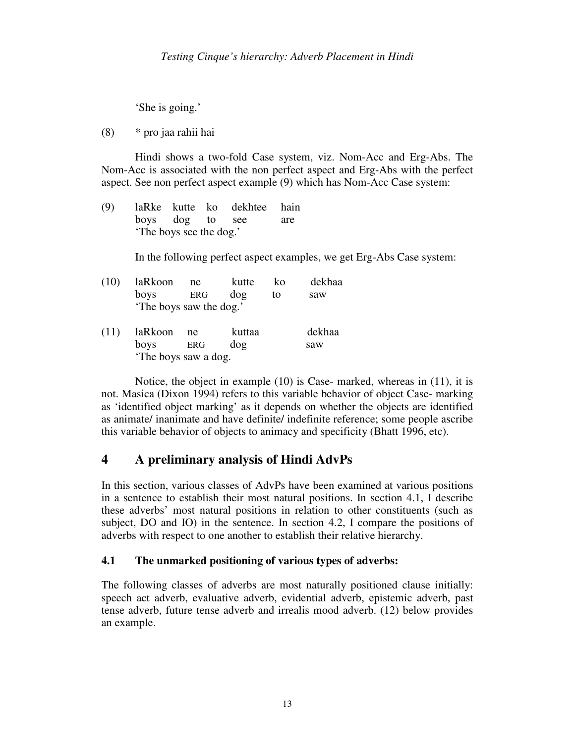'She is going.'

(8) * pro jaa rahii hai

Hindi shows a two-fold Case system, viz. Nom-Acc and Erg-Abs. The Nom-Acc is associated with the non perfect aspect and Erg-Abs with the perfect aspect. See non perfect aspect example (9) which has Nom-Acc Case system:

(9) laRke kutte ko dekhtee hain
boys dog to see are
'The boys see the dog.'

In the following perfect aspect examples, we get Erg-Abs Case system:

(10) laRkoon ne kutte ko dekhaa
boys ERG dog to saw
'The boys saw the dog.'

(11) laRkoon ne kuttaa dekhaa
boys ERG dog saw
'The boys saw a dog.

Notice, the object in example (10) is Case- marked, whereas in (11), it is not. Masica (Dixon 1994) refers to this variable behavior of object Case- marking as 'identified object marking' as it depends on whether the objects are identified as animate/ inanimate and have definite/ indefinite reference; some people ascribe this variable behavior of objects to animacy and specificity (Bhatt 1996, etc).

## 4 A preliminary analysis of Hindi AdvPs

In this section, various classes of AdvPs have been examined at various positions in a sentence to establish their most natural positions. In section 4.1, I describe these adverbs' most natural positions in relation to other constituents (such as subject, DO and IO) in the sentence. In section 4.2, I compare the positions of adverbs with respect to one another to establish their relative hierarchy.

### 4.1 The unmarked positioning of various types of adverbs:

The following classes of adverbs are most naturally positioned clause initially: speech act adverb, evaluative adverb, evidential adverb, epistemic adverb, past tense adverb, future tense adverb and irrealis mood adverb. (12) below provides an example.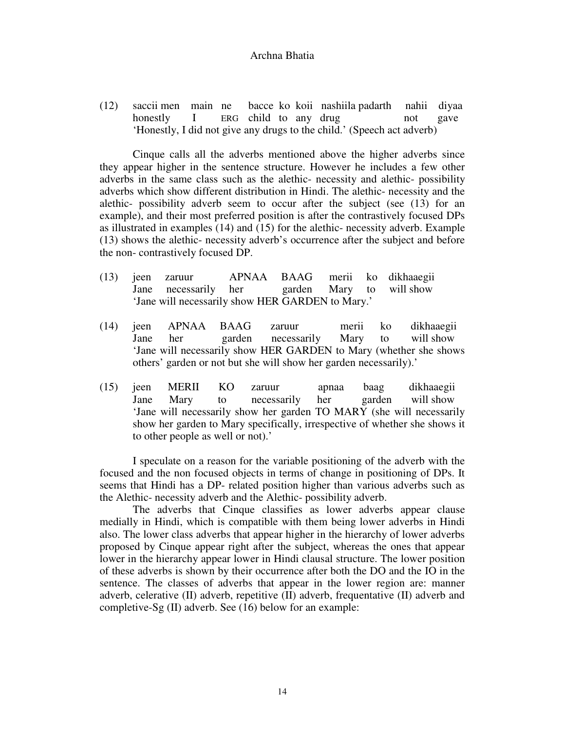(12) saccii men main ne bacce ko koii nashiila padarth nahii diyaa
honestly I ERG child to any drug not gave
'Honestly, I did not give any drugs to the child.' (Speech act adverb)

Cinque calls all the adverbs mentioned above the higher adverbs since they appear higher in the sentence structure. However he includes a few other adverbs in the same class such as the alethic- necessity and alethic- possibility adverbs which show different distribution in Hindi. The alethic- necessity and the alethic- possibility adverb seem to occur after the subject (see (13) for an example), and their most preferred position is after the contrastively focused DPs as illustrated in examples (14) and (15) for the alethic- necessity adverb. Example (13) shows the alethic- necessity adverb's occurrence after the subject and before the non- contrastively focused DP.

(13) jeen zaruur APNAA BAAG merii ko dikhaaegii
Jane necessarily her garden Mary to will show
'Jane will necessarily show HER GARDEN to Mary.'

(14) jeen APNAA BAAG zaruur merii ko dikhaaegii
Jane her garden necessarily Mary to will show
'Jane will necessarily show HER GARDEN to Mary (whether she shows others' garden or not but she will show her garden necessarily).'

(15) jeen MERII KO zaruur apnaa baag dikhaaegii
Jane Mary to necessarily her garden will show
'Jane will necessarily show her garden TO MARY (she will necessarily show her garden to Mary specifically, irrespective of whether she shows it to other people as well or not).'

I speculate on a reason for the variable positioning of the adverb with the focused and the non focused objects in terms of change in positioning of DPs. It seems that Hindi has a DP- related position higher than various adverbs such as the Alethic- necessity adverb and the Alethic- possibility adverb.

The adverbs that Cinque classifies as lower adverbs appear clause medially in Hindi, which is compatible with them being lower adverbs in Hindi also. The lower class adverbs that appear higher in the hierarchy of lower adverbs proposed by Cinque appear right after the subject, whereas the ones that appear lower in the hierarchy appear lower in Hindi clausal structure. The lower position of these adverbs is shown by their occurrence after both the DO and the IO in the sentence. The classes of adverbs that appear in the lower region are: manner adverb, celerative (II) adverb, repetitive (II) adverb, frequentative (II) adverb and completive-Sg (II) adverb. See (16) below for an example: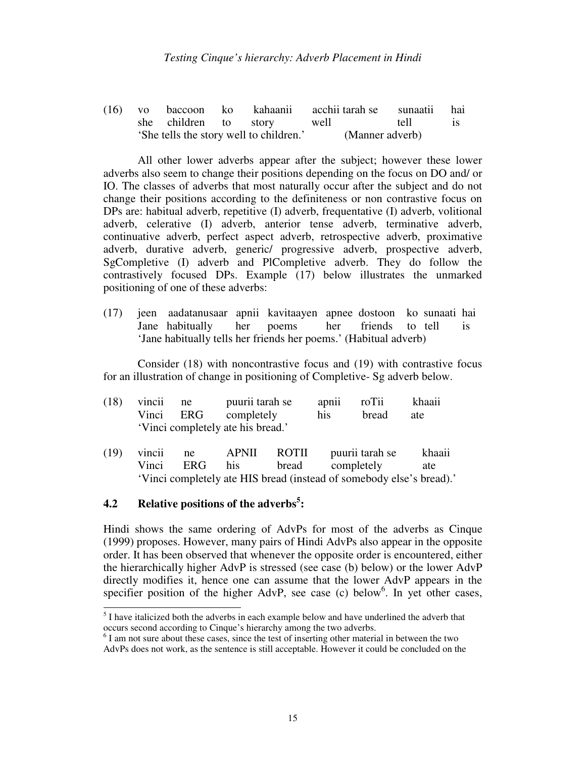(16) vo baccoon ko kahaanii acchii tarah se sunaatii hai
     she children to story well tell is
     'She tells the story well to children.' (Manner adverb)

All other lower adverbs appear after the subject; however these lower adverbs also seem to change their positions depending on the focus on DO and/ or IO. The classes of adverbs that most naturally occur after the subject and do not change their positions according to the definiteness or non contrastive focus on DPs are: habitual adverb, repetitive (I) adverb, frequentative (I) adverb, volitional adverb, celerative (I) adverb, anterior tense adverb, terminative adverb, continuative adverb, perfect aspect adverb, retrospective adverb, proximative adverb, durative adverb, generic/ progressive adverb, prospective adverb, SgCompletive (I) adverb and PlCompletive adverb. They do follow the contrastively focused DPs. Example (17) below illustrates the unmarked positioning of one of these adverbs:

(17) jeen aadatanusaar apnii kavitaayen apnee dostoon ko sunaati hai
     Jane habitually her poems her friends to tell is
     'Jane habitually tells her friends her poems.' (Habitual adverb)

Consider (18) with noncontrastive focus and (19) with contrastive focus for an illustration of change in positioning of Completive- Sg adverb below.

(18) vincii ne puurii tarah se apnii roTii khaaii
     Vinci ERG completely his bread ate
     'Vinci completely ate his bread.'

(19) vincii ne APNII ROTII puurii tarah se khaaii
     Vinci ERG his bread completely ate
     'Vinci completely ate HIS bread (instead of somebody else's bread).'

## 4.2 Relative positions of the adverbs[5]:

Hindi shows the same ordering of AdvPs for most of the adverbs as Cinque (1999) proposes. However, many pairs of Hindi AdvPs also appear in the opposite order. It has been observed that whenever the opposite order is encountered, either the hierarchically higher AdvP is stressed (see case (b) below) or the lower AdvP directly modifies it, hence one can assume that the lower AdvP appears in the specifier position of the higher AdvP, see case (c) below[6]. In yet other cases,

[5] I have italicized both the adverbs in each example below and have underlined the adverb that occurs second according to Cinque's hierarchy among the two adverbs.

[6] I am not sure about these cases, since the test of inserting other material in between the two AdvPs does not work, as the sentence is still acceptable. However it could be concluded on the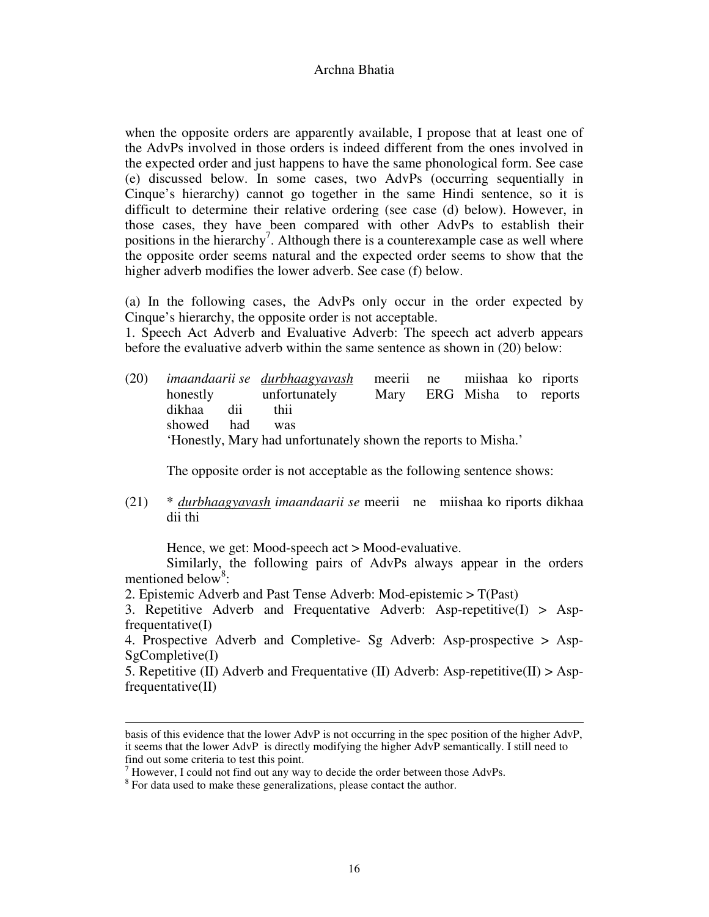when the opposite orders are apparently available, I propose that at least one of the AdvPs involved in those orders is indeed different from the ones involved in the expected order and just happens to have the same phonological form. See case (e) discussed below. In some cases, two AdvPs (occurring sequentially in Cinque's hierarchy) cannot go together in the same Hindi sentence, so it is difficult to determine their relative ordering (see case (d) below). However, in those cases, they have been compared with other AdvPs to establish their positions in the hierarchy[7]. Although there is a counterexample case as well where the opposite order seems natural and the expected order seems to show that the higher adverb modifies the lower adverb. See case (f) below.

(a) In the following cases, the AdvPs only occur in the order expected by Cinque's hierarchy, the opposite order is not acceptable.

1. Speech Act Adverb and Evaluative Adverb: The speech act adverb appears before the evaluative adverb within the same sentence as shown in (20) below:

(20) *imaandaarii se* <u>*durbhaagyavash*</u> meerii ne miishaa ko riports
honestly unfortunately Mary ERG Misha to reports
dikhaa dii thii
showed had was
'Honestly, Mary had unfortunately shown the reports to Misha.'

The opposite order is not acceptable as the following sentence shows:

(21) * <u>*durbhaagyavash*</u> *imaandaarii se* meerii ne miishaa ko riports dikhaa dii thi

Hence, we get: Mood-speech act > Mood-evaluative.

Similarly, the following pairs of AdvPs always appear in the orders mentioned below[8]:

2. Epistemic Adverb and Past Tense Adverb: Mod-epistemic > T(Past)

3. Repetitive Adverb and Frequentative Adverb: Asp-repetitive(I) > Asp-frequentative(I)

4. Prospective Adverb and Completive- Sg Adverb: Asp-prospective > Asp-SgCompletive(I)

5. Repetitive (II) Adverb and Frequentative (II) Adverb: Asp-repetitive(II) > Asp-frequentative(II)

---

basis of this evidence that the lower AdvP is not occurring in the spec position of the higher AdvP, it seems that the lower AdvP is directly modifying the higher AdvP semantically. I still need to find out some criteria to test this point.

[7] However, I could not find out any way to decide the order between those AdvPs.

[8] For data used to make these generalizations, please contact the author.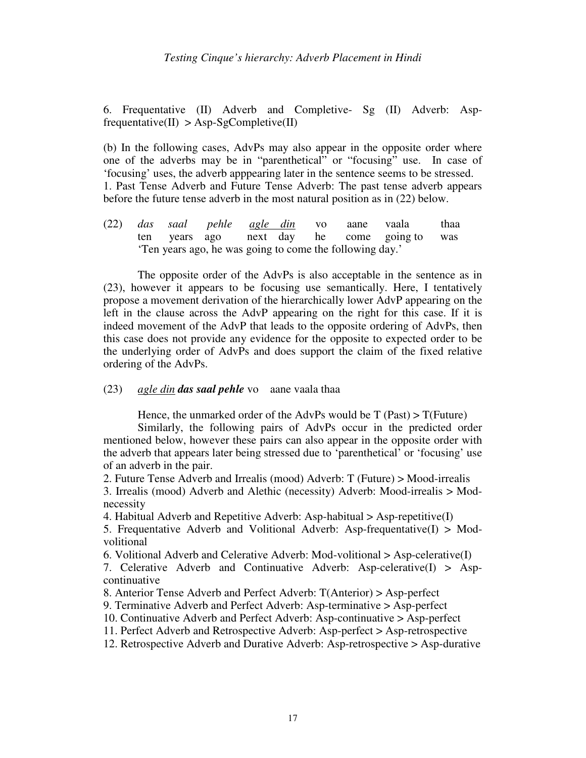6. Frequentative (II) Adverb and Completive- Sg (II) Adverb: Asp-frequentative(II) > Asp-SgCompletive(II)

(b) In the following cases, AdvPs may also appear in the opposite order where one of the adverbs may be in "parenthetical" or "focusing" use. In case of 'focusing' uses, the adverb apppearing later in the sentence seems to be stressed.

1. Past Tense Adverb and Future Tense Adverb: The past tense adverb appears before the future tense adverb in the most natural position as in (22) below.

(22) *das saal pehle* <u>*agle din*</u> vo aane vaala thaa
ten years ago next day he come going to was
'Ten years ago, he was going to come the following day.'

The opposite order of the AdvPs is also acceptable in the sentence as in (23), however it appears to be focusing use semantically. Here, I tentatively propose a movement derivation of the hierarchically lower AdvP appearing on the left in the clause across the AdvP appearing on the right for this case. If it is indeed movement of the AdvP that leads to the opposite ordering of AdvPs, then this case does not provide any evidence for the opposite to expected order to be the underlying order of AdvPs and does support the claim of the fixed relative ordering of the AdvPs.

(23) <u>*agle din*</u> ***das saal pehle*** vo aane vaala thaa

Hence, the unmarked order of the AdvPs would be T (Past) > T(Future)

Similarly, the following pairs of AdvPs occur in the predicted order mentioned below, however these pairs can also appear in the opposite order with the adverb that appears later being stressed due to 'parenthetical' or 'focusing' use of an adverb in the pair.

2. Future Tense Adverb and Irrealis (mood) Adverb: T (Future) > Mood-irrealis
3. Irrealis (mood) Adverb and Alethic (necessity) Adverb: Mood-irrealis > Mod-necessity
4. Habitual Adverb and Repetitive Adverb: Asp-habitual > Asp-repetitive(I)
5. Frequentative Adverb and Volitional Adverb: Asp-frequentative(I) > Mod-volitional
6. Volitional Adverb and Celerative Adverb: Mod-volitional > Asp-celerative(I)
7. Celerative Adverb and Continuative Adverb: Asp-celerative(I) > Asp-continuative
8. Anterior Tense Adverb and Perfect Adverb: T(Anterior) > Asp-perfect
9. Terminative Adverb and Perfect Adverb: Asp-terminative > Asp-perfect
10. Continuative Adverb and Perfect Adverb: Asp-continuative > Asp-perfect
11. Perfect Adverb and Retrospective Adverb: Asp-perfect > Asp-retrospective
12. Retrospective Adverb and Durative Adverb: Asp-retrospective > Asp-durative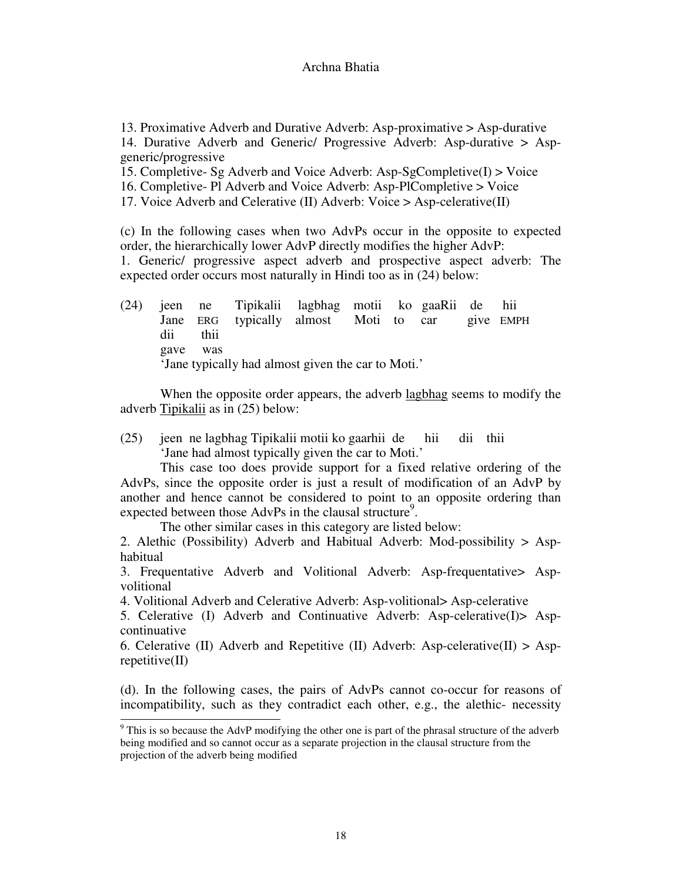13. Proximative Adverb and Durative Adverb: Asp-proximative > Asp-durative
14. Durative Adverb and Generic/ Progressive Adverb: Asp-durative > Asp-generic/progressive
15. Completive- Sg Adverb and Voice Adverb: Asp-SgCompletive(I) > Voice
16. Completive- Pl Adverb and Voice Adverb: Asp-PlCompletive > Voice
17. Voice Adverb and Celerative (II) Adverb: Voice > Asp-celerative(II)

(c) In the following cases when two AdvPs occur in the opposite to expected order, the hierarchically lower AdvP directly modifies the higher AdvP:
1. Generic/ progressive aspect adverb and prospective aspect adverb: The expected order occurs most naturally in Hindi too as in (24) below:

(24) jeen ne Tipikalii lagbhag motii ko gaaRii de hii
Jane ERG typically almost Moti to car give EMPH
dii thii
gave was
'Jane typically had almost given the car to Moti.'

When the opposite order appears, the adverb <u>lagbhag</u> seems to modify the adverb <u>Tipikalii</u> as in (25) below:

(25) jeen ne lagbhag Tipikalii motii ko gaarhii de hii dii thii
'Jane had almost typically given the car to Moti.'

This case too does provide support for a fixed relative ordering of the AdvPs, since the opposite order is just a result of modification of an AdvP by another and hence cannot be considered to point to an opposite ordering than expected between those AdvPs in the clausal structure[9].

The other similar cases in this category are listed below:
2. Alethic (Possibility) Adverb and Habitual Adverb: Mod-possibility > Asp-habitual
3. Frequentative Adverb and Volitional Adverb: Asp-frequentative> Asp-volitional
4. Volitional Adverb and Celerative Adverb: Asp-volitional> Asp-celerative
5. Celerative (I) Adverb and Continuative Adverb: Asp-celerative(I)> Asp-continuative
6. Celerative (II) Adverb and Repetitive (II) Adverb: Asp-celerative(II) > Asp-repetitive(II)

(d). In the following cases, the pairs of AdvPs cannot co-occur for reasons of incompatibility, such as they contradict each other, e.g., the alethic- necessity

[9] This is so because the AdvP modifying the other one is part of the phrasal structure of the adverb being modified and so cannot occur as a separate projection in the clausal structure from the projection of the adverb being modified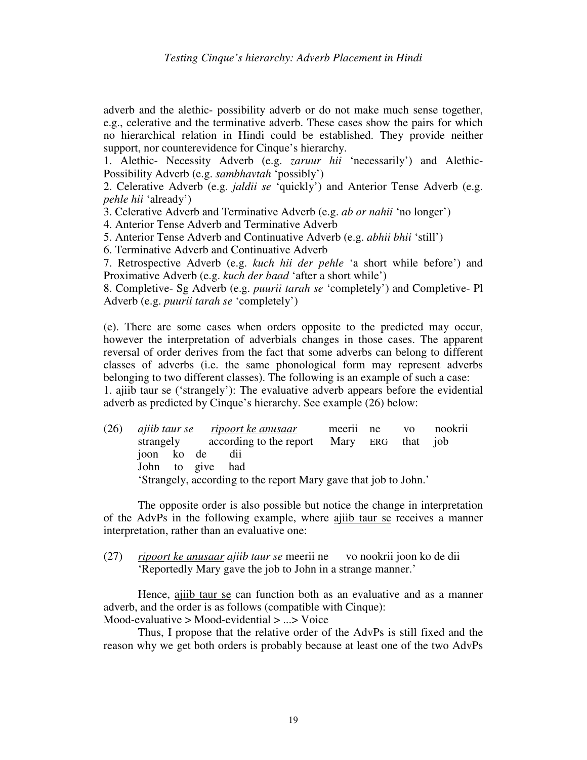adverb and the alethic- possibility adverb or do not make much sense together, e.g., celerative and the terminative adverb. These cases show the pairs for which no hierarchical relation in Hindi could be established. They provide neither support, nor counterevidence for Cinque's hierarchy.

1. Alethic- Necessity Adverb (e.g. *zaruur hii* 'necessarily') and Alethic-Possibility Adverb (e.g. *sambhavtah* 'possibly')
2. Celerative Adverb (e.g. *jaldii se* 'quickly') and Anterior Tense Adverb (e.g. *pehle hii* 'already')
3. Celerative Adverb and Terminative Adverb (e.g. *ab or nahii* 'no longer')
4. Anterior Tense Adverb and Terminative Adverb
5. Anterior Tense Adverb and Continuative Adverb (e.g. *abhii bhii* 'still')
6. Terminative Adverb and Continuative Adverb
7. Retrospective Adverb (e.g. *kuch hii der pehle* 'a short while before') and Proximative Adverb (e.g. *kuch der baad* 'after a short while')
8. Completive- Sg Adverb (e.g. *puurii tarah se* 'completely') and Completive- Pl Adverb (e.g. *puurii tarah se* 'completely')

(e). There are some cases when orders opposite to the predicted may occur, however the interpretation of adverbials changes in those cases. The apparent reversal of order derives from the fact that some adverbs can belong to different classes of adverbs (i.e. the same phonological form may represent adverbs belonging to two different classes). The following is an example of such a case:

1. ajiib taur se ('strangely'): The evaluative adverb appears before the evidential adverb as predicted by Cinque's hierarchy. See example (26) below:

(26) *ajiib taur se* <u>*ripoort ke anusaar*</u> meerii ne vo nookrii
strangely according to the report Mary ERG that job
joon ko de dii
John to give had
'Strangely, according to the report Mary gave that job to John.'

The opposite order is also possible but notice the change in interpretation of the AdvPs in the following example, where <u>ajiib taur se</u> receives a manner interpretation, rather than an evaluative one:

(27) <u>*ripoort ke anusaar*</u> *ajiib taur se* meerii ne vo nookrii joon ko de dii
'Reportedly Mary gave the job to John in a strange manner.'

Hence, <u>ajiib taur se</u> can function both as an evaluative and as a manner adverb, and the order is as follows (compatible with Cinque):
Mood-evaluative > Mood-evidential > ...> Voice

Thus, I propose that the relative order of the AdvPs is still fixed and the reason why we get both orders is probably because at least one of the two AdvPs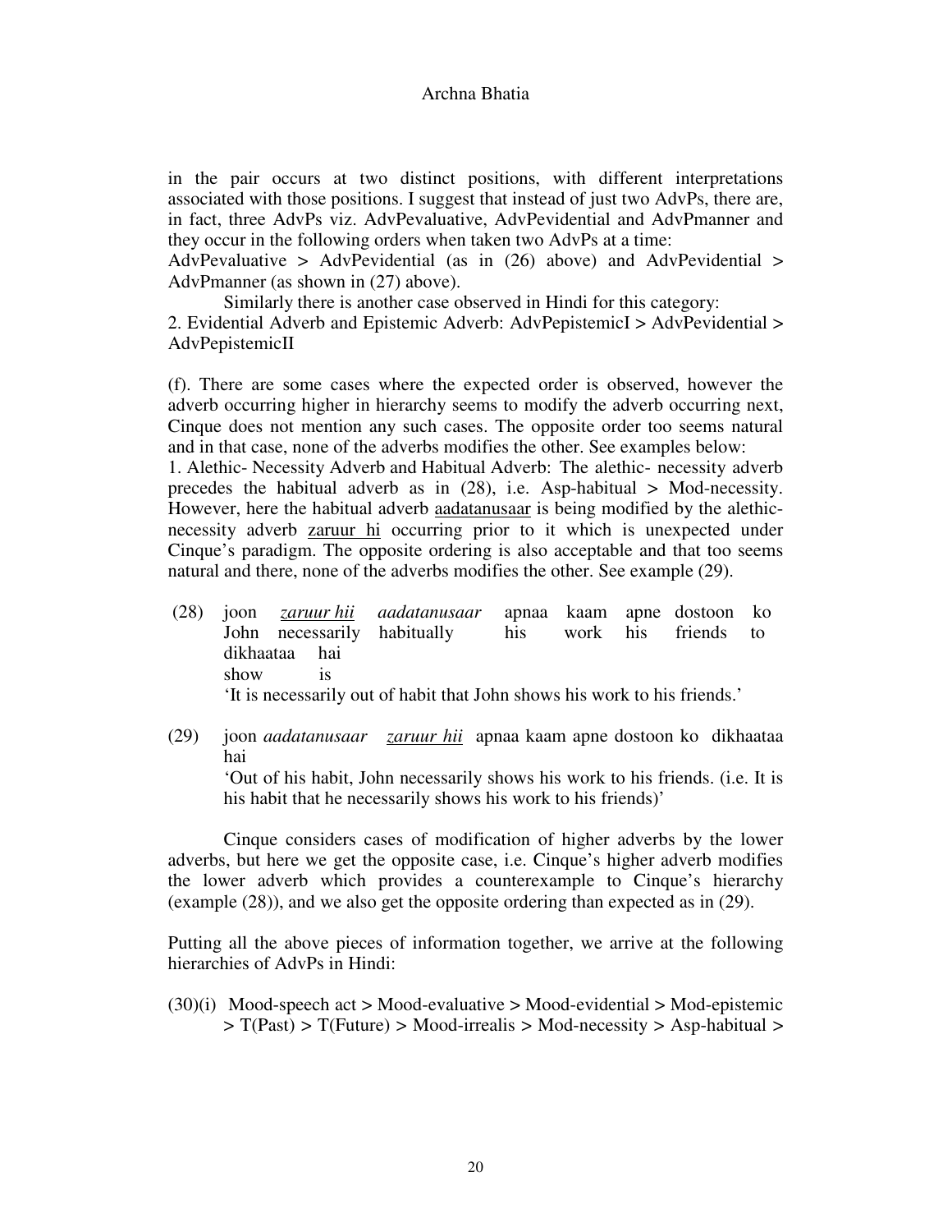in the pair occurs at two distinct positions, with different interpretations associated with those positions. I suggest that instead of just two AdvPs, there are, in fact, three AdvPs viz. AdvPevaluative, AdvPevidential and AdvPmanner and they occur in the following orders when taken two AdvPs at a time:
AdvPevaluative > AdvPevidential (as in (26) above) and AdvPevidential > AdvPmanner (as shown in (27) above).

Similarly there is another case observed in Hindi for this category:
2. Evidential Adverb and Epistemic Adverb: AdvPepistemicI > AdvPevidential > AdvPepistemicII

(f). There are some cases where the expected order is observed, however the adverb occurring higher in hierarchy seems to modify the adverb occurring next, Cinque does not mention any such cases. The opposite order too seems natural and in that case, none of the adverbs modifies the other. See examples below:
1. Alethic- Necessity Adverb and Habitual Adverb: The alethic- necessity adverb precedes the habitual adverb as in (28), i.e. Asp-habitual > Mod-necessity. However, here the habitual adverb <u>aadatanusaar</u> is being modified by the alethic-necessity adverb <u>zaruur hi</u> occurring prior to it which is unexpected under Cinque's paradigm. The opposite ordering is also acceptable and that too seems natural and there, none of the adverbs modifies the other. See example (29).

(28) joon *<u>zaruur hii</u>* *aadatanusaar* apnaa kaam apne dostoon ko dikhaataa hai
John necessarily habitually his work his friends to show is
'It is necessarily out of habit that John shows his work to his friends.'

(29) joon *aadatanusaar* *<u>zaruur hii</u>* apnaa kaam apne dostoon ko dikhaataa hai
'Out of his habit, John necessarily shows his work to his friends. (i.e. It is his habit that he necessarily shows his work to his friends)'

Cinque considers cases of modification of higher adverbs by the lower adverbs, but here we get the opposite case, i.e. Cinque's higher adverb modifies the lower adverb which provides a counterexample to Cinque's hierarchy (example (28)), and we also get the opposite ordering than expected as in (29).

Putting all the above pieces of information together, we arrive at the following hierarchies of AdvPs in Hindi:

(30)(i) Mood-speech act > Mood-evaluative > Mood-evidential > Mod-epistemic > T(Past) > T(Future) > Mood-irrealis > Mod-necessity > Asp-habitual >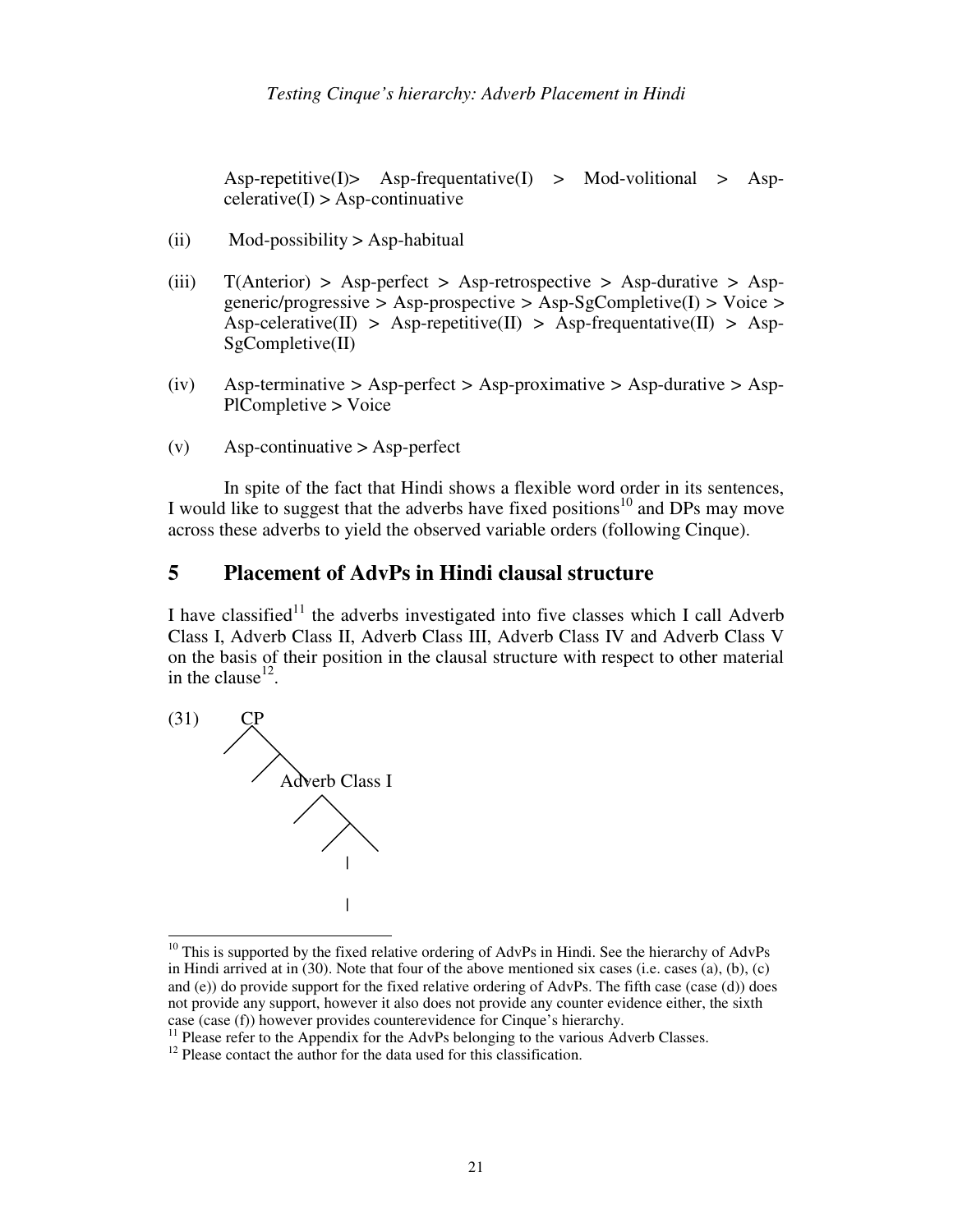Asp-repetitive(I)> Asp-frequentative(I) > Mod-volitional > Asp-celerative(I) > Asp-continuative

(ii) Mod-possibility > Asp-habitual

(iii) T(Anterior) > Asp-perfect > Asp-retrospective > Asp-durative > Asp-generic/progressive > Asp-prospective > Asp-SgCompletive(I) > Voice > Asp-celerative(II) > Asp-repetitive(II) > Asp-frequentative(II) > Asp-SgCompletive(II)

(iv) Asp-terminative > Asp-perfect > Asp-proximative > Asp-durative > Asp-PlCompletive > Voice

(v) Asp-continuative > Asp-perfect

In spite of the fact that Hindi shows a flexible word order in its sentences, I would like to suggest that the adverbs have fixed positions[10] and DPs may move across these adverbs to yield the observed variable orders (following Cinque).

## 5 Placement of AdvPs in Hindi clausal structure

I have classified[11] the adverbs investigated into five classes which I call Adverb Class I, Adverb Class II, Adverb Class III, Adverb Class IV and Adverb Class V on the basis of their position in the clausal structure with respect to other material in the clause[12].

(31)
```
CP
 /\
/  \
    Adverb Class I
      /\
     /  \
         |
         |
```

---

[10] This is supported by the fixed relative ordering of AdvPs in Hindi. See the hierarchy of AdvPs in Hindi arrived at in (30). Note that four of the above mentioned six cases (i.e. cases (a), (b), (c) and (e)) do provide support for the fixed relative ordering of AdvPs. The fifth case (case (d)) does not provide any support, however it also does not provide any counter evidence either, the sixth case (case (f)) however provides counterevidence for Cinque's hierarchy.

[11] Please refer to the Appendix for the AdvPs belonging to the various Adverb Classes.

[12] Please contact the author for the data used for this classification.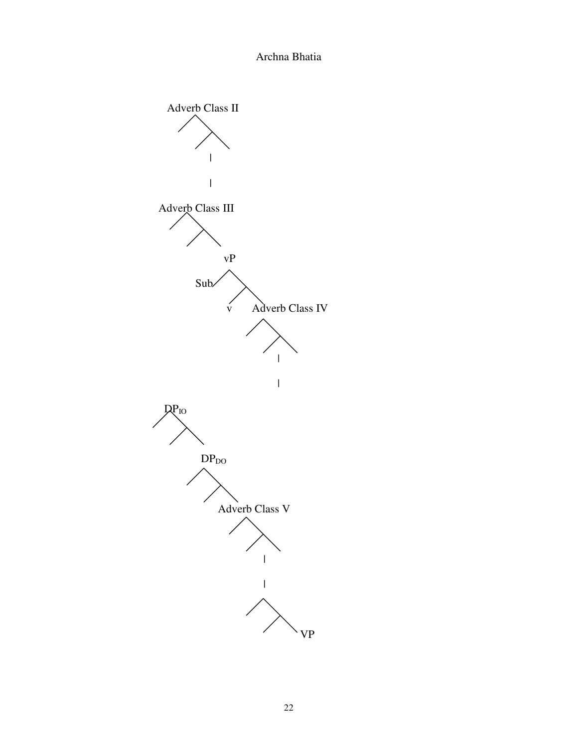Adverb Class II

|

|

Adverb Class III

vP

Sub

v Adverb Class IV

|

|

$DP_{IO}$

$DP_{DO}$

Adverb Class V

|

|

VP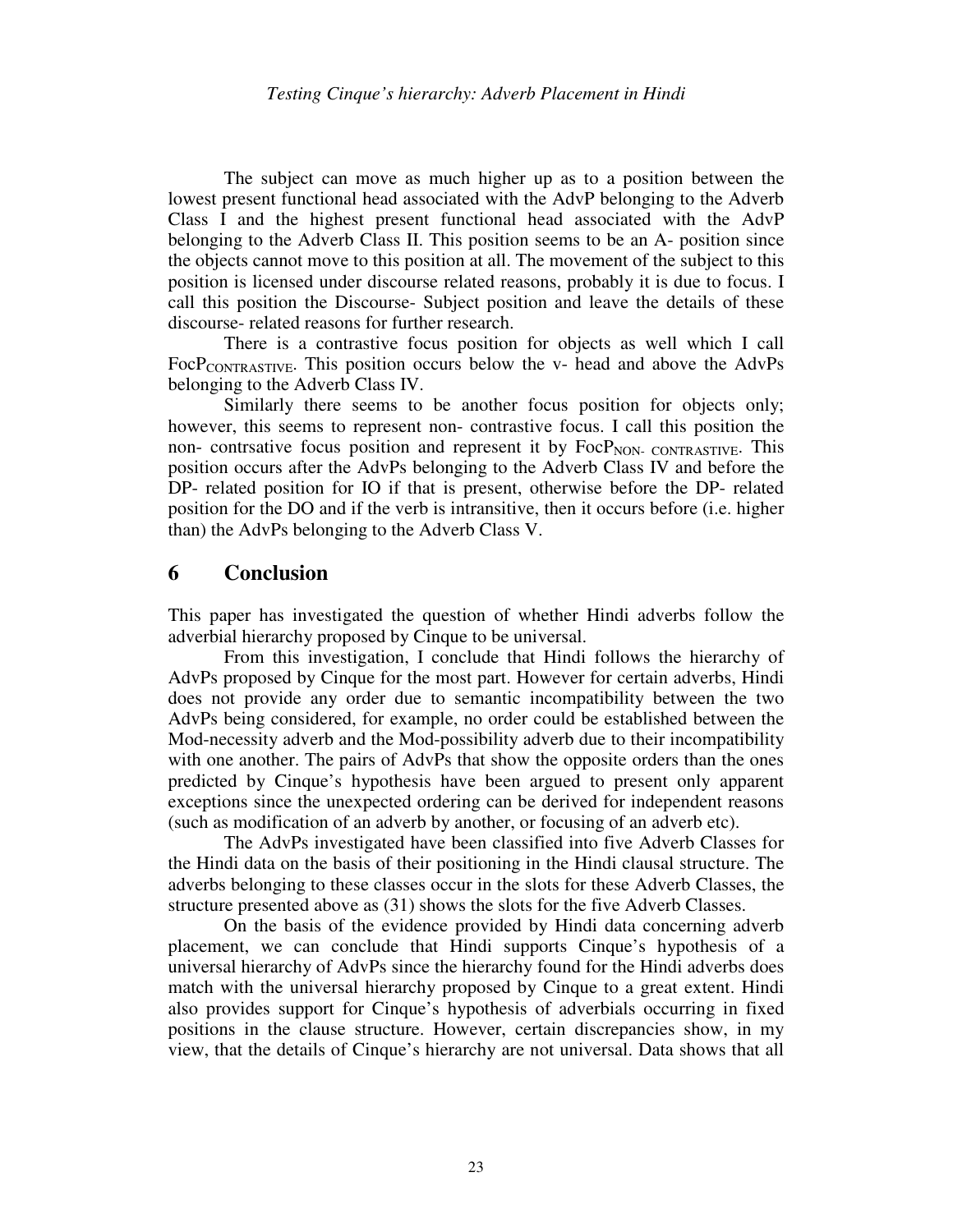The subject can move as much higher up as to a position between the lowest present functional head associated with the AdvP belonging to the Adverb Class I and the highest present functional head associated with the AdvP belonging to the Adverb Class II. This position seems to be an A- position since the objects cannot move to this position at all. The movement of the subject to this position is licensed under discourse related reasons, probably it is due to focus. I call this position the Discourse- Subject position and leave the details of these discourse- related reasons for further research.

There is a contrastive focus position for objects as well which I call $\text{FocP}_{\text{CONTRASTIVE}}$. This position occurs below the v- head and above the AdvPs belonging to the Adverb Class IV.

Similarly there seems to be another focus position for objects only; however, this seems to represent non- contrastive focus. I call this position the non- contrsative focus position and represent it by $\text{FocP}_{\text{NON- CONTRASTIVE}}$. This position occurs after the AdvPs belonging to the Adverb Class IV and before the DP- related position for IO if that is present, otherwise before the DP- related position for the DO and if the verb is intransitive, then it occurs before (i.e. higher than) the AdvPs belonging to the Adverb Class V.

## 6 Conclusion

This paper has investigated the question of whether Hindi adverbs follow the adverbial hierarchy proposed by Cinque to be universal.

From this investigation, I conclude that Hindi follows the hierarchy of AdvPs proposed by Cinque for the most part. However for certain adverbs, Hindi does not provide any order due to semantic incompatibility between the two AdvPs being considered, for example, no order could be established between the Mod-necessity adverb and the Mod-possibility adverb due to their incompatibility with one another. The pairs of AdvPs that show the opposite orders than the ones predicted by Cinque's hypothesis have been argued to present only apparent exceptions since the unexpected ordering can be derived for independent reasons (such as modification of an adverb by another, or focusing of an adverb etc).

The AdvPs investigated have been classified into five Adverb Classes for the Hindi data on the basis of their positioning in the Hindi clausal structure. The adverbs belonging to these classes occur in the slots for these Adverb Classes, the structure presented above as (31) shows the slots for the five Adverb Classes.

On the basis of the evidence provided by Hindi data concerning adverb placement, we can conclude that Hindi supports Cinque's hypothesis of a universal hierarchy of AdvPs since the hierarchy found for the Hindi adverbs does match with the universal hierarchy proposed by Cinque to a great extent. Hindi also provides support for Cinque's hypothesis of adverbials occurring in fixed positions in the clause structure. However, certain discrepancies show, in my view, that the details of Cinque's hierarchy are not universal. Data shows that all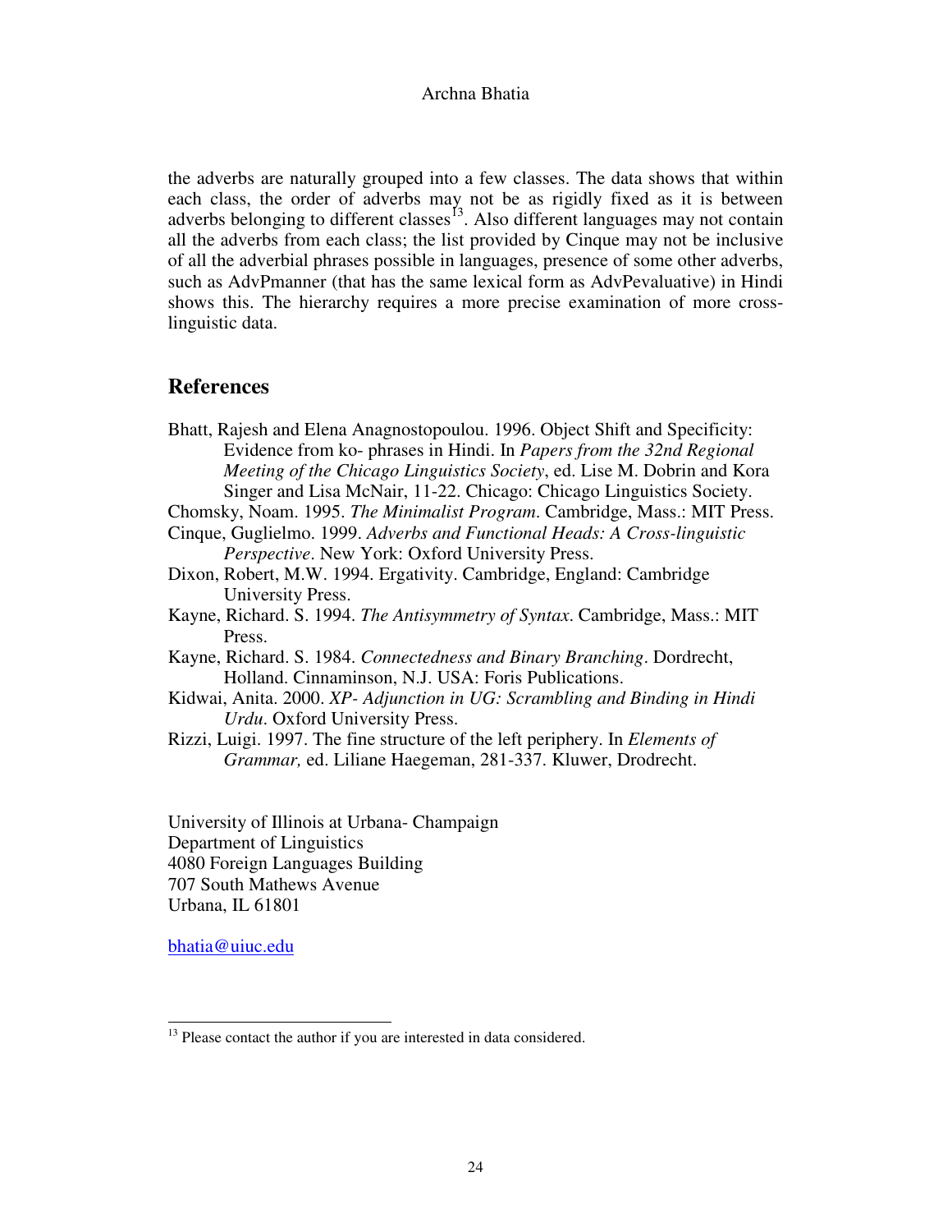the adverbs are naturally grouped into a few classes. The data shows that within each class, the order of adverbs may not be as rigidly fixed as it is between adverbs belonging to different classes[13]. Also different languages may not contain all the adverbs from each class; the list provided by Cinque may not be inclusive of all the adverbial phrases possible in languages, presence of some other adverbs, such as AdvPmanner (that has the same lexical form as AdvPevaluative) in Hindi shows this. The hierarchy requires a more precise examination of more cross-linguistic data.

## References

Bhatt, Rajesh and Elena Anagnostopoulou. 1996. Object Shift and Specificity: Evidence from ko- phrases in Hindi. In *Papers from the 32nd Regional Meeting of the Chicago Linguistics Society*, ed. Lise M. Dobrin and Kora Singer and Lisa McNair, 11-22. Chicago: Chicago Linguistics Society.

Chomsky, Noam. 1995. *The Minimalist Program*. Cambridge, Mass.: MIT Press.

Cinque, Guglielmo. 1999. *Adverbs and Functional Heads: A Cross-linguistic Perspective*. New York: Oxford University Press.

Dixon, Robert, M.W. 1994. Ergativity. Cambridge, England: Cambridge University Press.

Kayne, Richard. S. 1994. *The Antisymmetry of Syntax*. Cambridge, Mass.: MIT Press.

Kayne, Richard. S. 1984. *Connectedness and Binary Branching*. Dordrecht, Holland. Cinnaminson, N.J. USA: Foris Publications.

Kidwai, Anita. 2000. *XP- Adjunction in UG: Scrambling and Binding in Hindi Urdu*. Oxford University Press.

Rizzi, Luigi. 1997. The fine structure of the left periphery. In *Elements of Grammar,* ed. Liliane Haegeman, 281-337. Kluwer, Drodrecht.

University of Illinois at Urbana- Champaign
Department of Linguistics
4080 Foreign Languages Building
707 South Mathews Avenue
Urbana, IL 61801

bhatia@uiuc.edu

[13] Please contact the author if you are interested in data considered.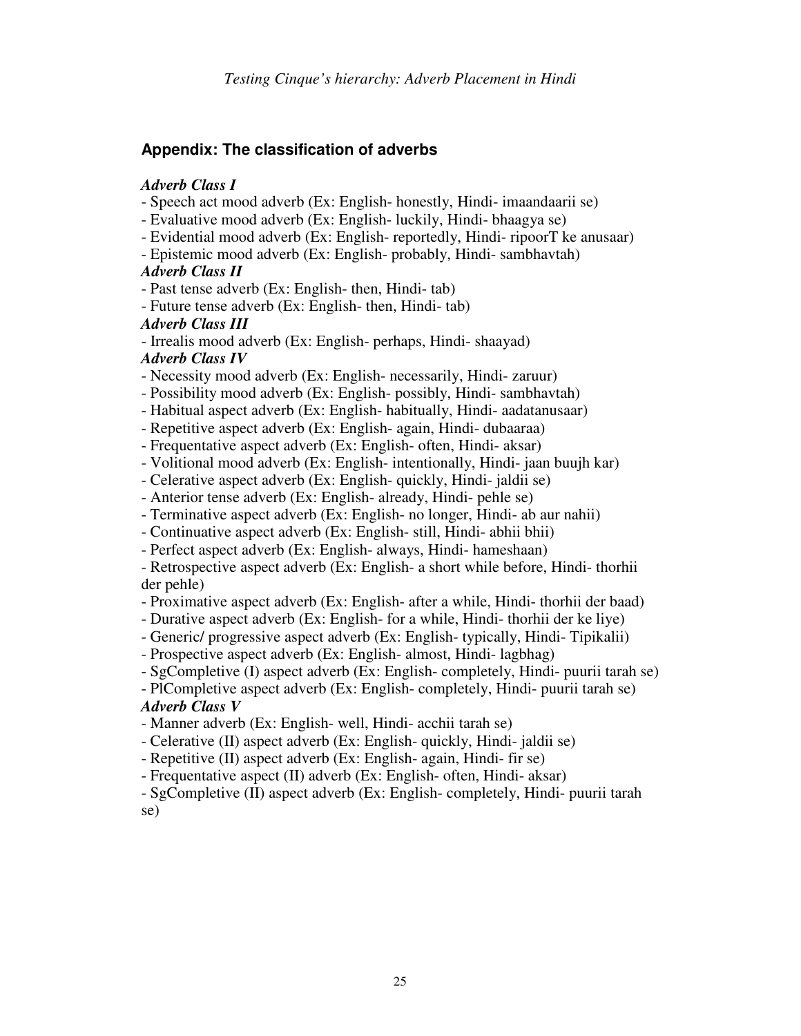## Appendix: The classification of adverbs

***Adverb Class I***

- Speech act mood adverb (Ex: English- honestly, Hindi- imaandaarii se)
- Evaluative mood adverb (Ex: English- luckily, Hindi- bhaagya se)
- Evidential mood adverb (Ex: English- reportedly, Hindi- ripoorT ke anusaar)
- Epistemic mood adverb (Ex: English- probably, Hindi- sambhavtah)

***Adverb Class II***

- Past tense adverb (Ex: English- then, Hindi- tab)
- Future tense adverb (Ex: English- then, Hindi- tab)

***Adverb Class III***

- Irrealis mood adverb (Ex: English- perhaps, Hindi- shaayad)

***Adverb Class IV***

- Necessity mood adverb (Ex: English- necessarily, Hindi- zaruur)
- Possibility mood adverb (Ex: English- possibly, Hindi- sambhavtah)
- Habitual aspect adverb (Ex: English- habitually, Hindi- aadatanusaar)
- Repetitive aspect adverb (Ex: English- again, Hindi- dubaaraa)
- Frequentative aspect adverb (Ex: English- often, Hindi- aksar)
- Volitional mood adverb (Ex: English- intentionally, Hindi- jaan buujh kar)
- Celerative aspect adverb (Ex: English- quickly, Hindi- jaldii se)
- Anterior tense adverb (Ex: English- already, Hindi- pehle se)
- Terminative aspect adverb (Ex: English- no longer, Hindi- ab aur nahii)
- Continuative aspect adverb (Ex: English- still, Hindi- abhii bhii)
- Perfect aspect adverb (Ex: English- always, Hindi- hameshaan)
- Retrospective aspect adverb (Ex: English- a short while before, Hindi- thorhii der pehle)
- Proximative aspect adverb (Ex: English- after a while, Hindi- thorhii der baad)
- Durative aspect adverb (Ex: English- for a while, Hindi- thorhii der ke liye)
- Generic/ progressive aspect adverb (Ex: English- typically, Hindi- Tipikalii)
- Prospective aspect adverb (Ex: English- almost, Hindi- lagbhag)
- SgCompletive (I) aspect adverb (Ex: English- completely, Hindi- puurii tarah se)
- PlCompletive aspect adverb (Ex: English- completely, Hindi- puurii tarah se)

***Adverb Class V***

- Manner adverb (Ex: English- well, Hindi- acchii tarah se)
- Celerative (II) aspect adverb (Ex: English- quickly, Hindi- jaldii se)
- Repetitive (II) aspect adverb (Ex: English- again, Hindi- fir se)
- Frequentative aspect (II) adverb (Ex: English- often, Hindi- aksar)
- SgCompletive (II) aspect adverb (Ex: English- completely, Hindi- puurii tarah se)